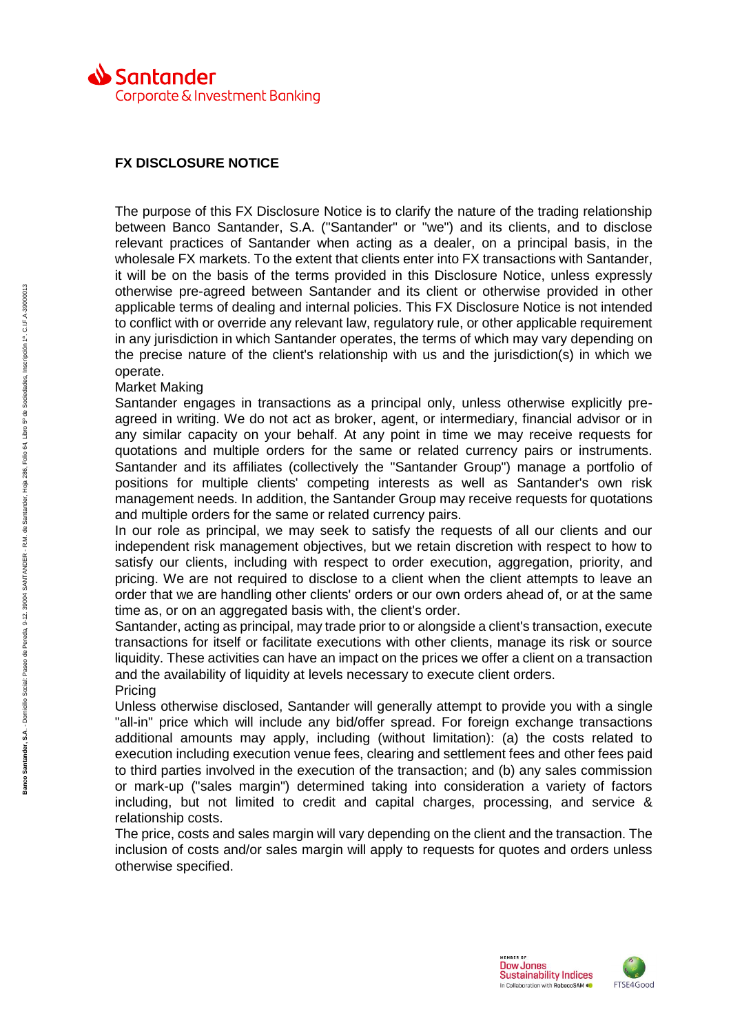# FX DISCLOSURE NOTICE

The purpose of this FX Disclosure Notice is to clarify the nature of the trading relationship between Banco Santander, S.A. ("Santander" or "we") and its clients, and to disclose relevant practices of Santander when acting as a dealer, on a principal basis, in the wholesale FX markets. To the extent that clients enter into FX transactions with Santander, it will be on the basis of the terms provided in this Disclosure Notice, unless expressly otherwise pre-agreed between Santander and its client or otherwise provided in other applicable terms of dealing and internal policies. This FX Disclosure Notice is not intended to conflict with or override any relevant law, regulatory rule, or other applicable requirement in any jurisdiction in which Santander operates, the terms of which may vary depending on the precise nature of the client's relationship with us and the jurisdiction(s) in which we operate.

## Market Making

Santander engages in transactions as a principal only, unless otherwise explicitly pre-agreed in writing. We do not act as broker, agent, or intermediary, financial advisor or in any similar capacity on your behalf. At any point in time we may receive requests for quotations and multiple orders for the same or related currency pairs or instruments. Santander and its affiliates (collectively the "Santander Group") manage a portfolio of positions for multiple clients' competing interests as well as Santander's own risk management needs. In addition, the Santander Group may receive requests for quotations and multiple orders for the same or related currency pairs.

In our role as principal, we may seek to satisfy the requests of all our clients and our independent risk management objectives, but we retain discretion with respect to how to satisfy our clients, including with respect to order execution, aggregation, priority, and pricing. We are not required to disclose to a client when the client attempts to leave an order that we are handling other clients' orders or our own orders ahead of, or at the same time as, or on an aggregated basis with, the client's order.

Santander, acting as principal, may trade prior to or alongside a client's transaction, execute transactions for itself or facilitate executions with other clients, manage its risk or source liquidity. These activities can have an impact on the prices we offer a client on a transaction and the availability of liquidity at levels necessary to execute client orders.

## Pricing

Unless otherwise disclosed, Santander will generally attempt to provide you with a single "all-in" price which will include any bid/offer spread. For foreign exchange transactions additional amounts may apply, including (without limitation): (a) the costs related to execution including execution venue fees, clearing and settlement fees and other fees paid to third parties involved in the execution of the transaction; and (b) any sales commission or mark-up ("sales margin") determined taking into consideration a variety of factors including, but not limited to credit and capital charges, processing, and service & relationship costs.

The price, costs and sales margin will vary depending on the client and the transaction. The inclusion of costs and/or sales margin will apply to requests for quotes and orders unless otherwise specified.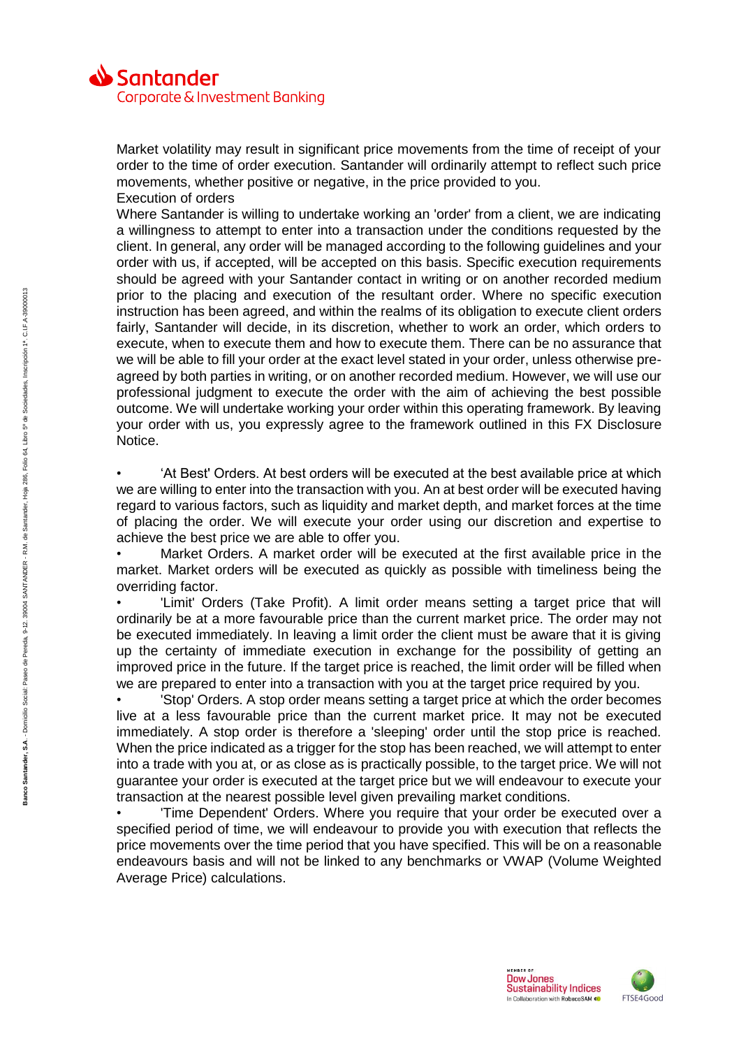Market volatility may result in significant price movements from the time of receipt of your order to the time of order execution. Santander will ordinarily attempt to reflect such price movements, whether positive or negative, in the price provided to you.

Execution of orders

Where Santander is willing to undertake working an 'order' from a client, we are indicating a willingness to attempt to enter into a transaction under the conditions requested by the client. In general, any order will be managed according to the following guidelines and your order with us, if accepted, will be accepted on this basis. Specific execution requirements should be agreed with your Santander contact in writing or on another recorded medium prior to the placing and execution of the resultant order. Where no specific execution instruction has been agreed, and within the realms of its obligation to execute client orders fairly, Santander will decide, in its discretion, whether to work an order, which orders to execute, when to execute them and how to execute them. There can be no assurance that we will be able to fill your order at the exact level stated in your order, unless otherwise pre-agreed by both parties in writing, or on another recorded medium. However, we will use our professional judgment to execute the order with the aim of achieving the best possible outcome. We will undertake working your order within this operating framework. By leaving your order with us, you expressly agree to the framework outlined in this FX Disclosure Notice.

- ‘At Best' Orders. At best orders will be executed at the best available price at which we are willing to enter into the transaction with you. An at best order will be executed having regard to various factors, such as liquidity and market depth, and market forces at the time of placing the order. We will execute your order using our discretion and expertise to achieve the best price we are able to offer you.
- Market Orders. A market order will be executed at the first available price in the market. Market orders will be executed as quickly as possible with timeliness being the overriding factor.
- 'Limit' Orders (Take Profit). A limit order means setting a target price that will ordinarily be at a more favourable price than the current market price. The order may not be executed immediately. In leaving a limit order the client must be aware that it is giving up the certainty of immediate execution in exchange for the possibility of getting an improved price in the future. If the target price is reached, the limit order will be filled when we are prepared to enter into a transaction with you at the target price required by you.
- 'Stop' Orders. A stop order means setting a target price at which the order becomes live at a less favourable price than the current market price. It may not be executed immediately. A stop order is therefore a 'sleeping' order until the stop price is reached. When the price indicated as a trigger for the stop has been reached, we will attempt to enter into a trade with you at, or as close as is practically possible, to the target price. We will not guarantee your order is executed at the target price but we will endeavour to execute your transaction at the nearest possible level given prevailing market conditions.
- 'Time Dependent' Orders. Where you require that your order be executed over a specified period of time, we will endeavour to provide you with execution that reflects the price movements over the time period that you have specified. This will be on a reasonable endeavours basis and will not be linked to any benchmarks or VWAP (Volume Weighted Average Price) calculations.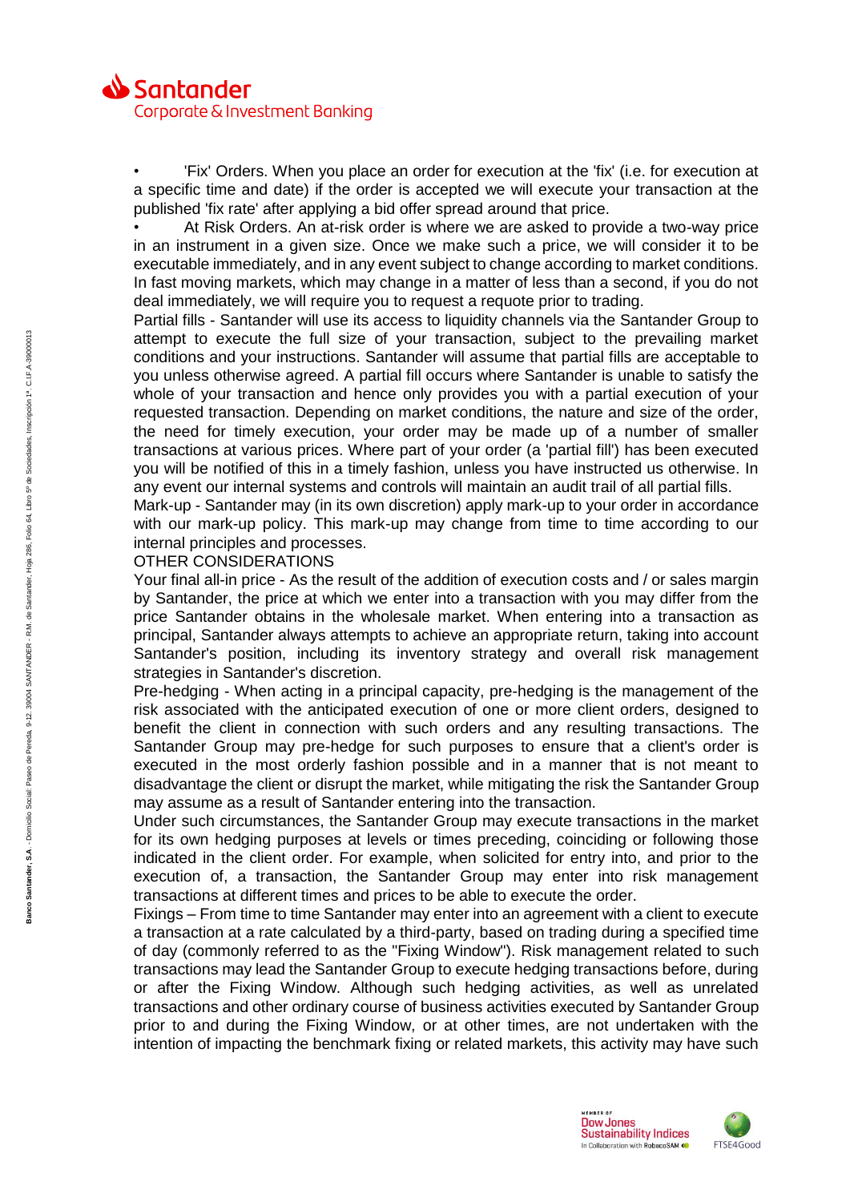- 'Fix' Orders. When you place an order for execution at the 'fix' (i.e. for execution at a specific time and date) if the order is accepted we will execute your transaction at the published 'fix rate' after applying a bid offer spread around that price.
- At Risk Orders. An at-risk order is where we are asked to provide a two-way price in an instrument in a given size. Once we make such a price, we will consider it to be executable immediately, and in any event subject to change according to market conditions. In fast moving markets, which may change in a matter of less than a second, if you do not deal immediately, we will require you to request a requote prior to trading.

Partial fills - Santander will use its access to liquidity channels via the Santander Group to attempt to execute the full size of your transaction, subject to the prevailing market conditions and your instructions. Santander will assume that partial fills are acceptable to you unless otherwise agreed. A partial fill occurs where Santander is unable to satisfy the whole of your transaction and hence only provides you with a partial execution of your requested transaction. Depending on market conditions, the nature and size of the order, the need for timely execution, your order may be made up of a number of smaller transactions at various prices. Where part of your order (a 'partial fill') has been executed you will be notified of this in a timely fashion, unless you have instructed us otherwise. In any event our internal systems and controls will maintain an audit trail of all partial fills.

Mark-up - Santander may (in its own discretion) apply mark-up to your order in accordance with our mark-up policy. This mark-up may change from time to time according to our internal principles and processes.

OTHER CONSIDERATIONS

Your final all-in price - As the result of the addition of execution costs and / or sales margin by Santander, the price at which we enter into a transaction with you may differ from the price Santander obtains in the wholesale market. When entering into a transaction as principal, Santander always attempts to achieve an appropriate return, taking into account Santander's position, including its inventory strategy and overall risk management strategies in Santander's discretion.

Pre-hedging - When acting in a principal capacity, pre-hedging is the management of the risk associated with the anticipated execution of one or more client orders, designed to benefit the client in connection with such orders and any resulting transactions. The Santander Group may pre-hedge for such purposes to ensure that a client's order is executed in the most orderly fashion possible and in a manner that is not meant to disadvantage the client or disrupt the market, while mitigating the risk the Santander Group may assume as a result of Santander entering into the transaction.

Under such circumstances, the Santander Group may execute transactions in the market for its own hedging purposes at levels or times preceding, coinciding or following those indicated in the client order. For example, when solicited for entry into, and prior to the execution of, a transaction, the Santander Group may enter into risk management transactions at different times and prices to be able to execute the order.

Fixings – From time to time Santander may enter into an agreement with a client to execute a transaction at a rate calculated by a third-party, based on trading during a specified time of day (commonly referred to as the "Fixing Window"). Risk management related to such transactions may lead the Santander Group to execute hedging transactions before, during or after the Fixing Window. Although such hedging activities, as well as unrelated transactions and other ordinary course of business activities executed by Santander Group prior to and during the Fixing Window, or at other times, are not undertaken with the intention of impacting the benchmark fixing or related markets, this activity may have such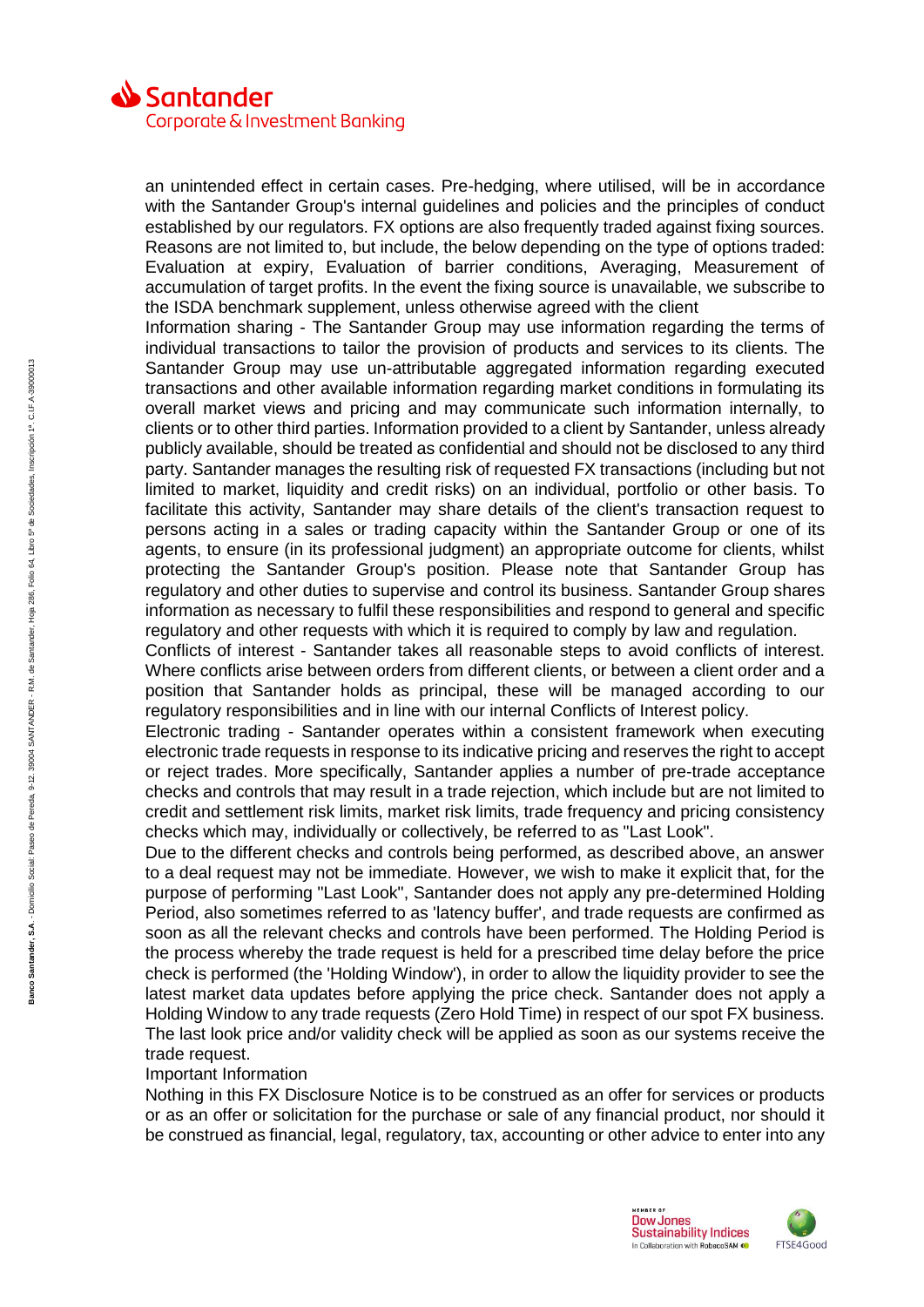an unintended effect in certain cases. Pre-hedging, where utilised, will be in accordance with the Santander Group's internal guidelines and policies and the principles of conduct established by our regulators. FX options are also frequently traded against fixing sources. Reasons are not limited to, but include, the below depending on the type of options traded: Evaluation at expiry, Evaluation of barrier conditions, Averaging, Measurement of accumulation of target profits. In the event the fixing source is unavailable, we subscribe to the ISDA benchmark supplement, unless otherwise agreed with the client

Information sharing - The Santander Group may use information regarding the terms of individual transactions to tailor the provision of products and services to its clients. The Santander Group may use un-attributable aggregated information regarding executed transactions and other available information regarding market conditions in formulating its overall market views and pricing and may communicate such information internally, to clients or to other third parties. Information provided to a client by Santander, unless already publicly available, should be treated as confidential and should not be disclosed to any third party. Santander manages the resulting risk of requested FX transactions (including but not limited to market, liquidity and credit risks) on an individual, portfolio or other basis. To facilitate this activity, Santander may share details of the client's transaction request to persons acting in a sales or trading capacity within the Santander Group or one of its agents, to ensure (in its professional judgment) an appropriate outcome for clients, whilst protecting the Santander Group's position. Please note that Santander Group has regulatory and other duties to supervise and control its business. Santander Group shares information as necessary to fulfil these responsibilities and respond to general and specific regulatory and other requests with which it is required to comply by law and regulation.

Conflicts of interest - Santander takes all reasonable steps to avoid conflicts of interest. Where conflicts arise between orders from different clients, or between a client order and a position that Santander holds as principal, these will be managed according to our regulatory responsibilities and in line with our internal Conflicts of Interest policy.

Electronic trading - Santander operates within a consistent framework when executing electronic trade requests in response to its indicative pricing and reserves the right to accept or reject trades. More specifically, Santander applies a number of pre-trade acceptance checks and controls that may result in a trade rejection, which include but are not limited to credit and settlement risk limits, market risk limits, trade frequency and pricing consistency checks which may, individually or collectively, be referred to as "Last Look".

Due to the different checks and controls being performed, as described above, an answer to a deal request may not be immediate. However, we wish to make it explicit that, for the purpose of performing "Last Look", Santander does not apply any pre-determined Holding Period, also sometimes referred to as 'latency buffer', and trade requests are confirmed as soon as all the relevant checks and controls have been performed. The Holding Period is the process whereby the trade request is held for a prescribed time delay before the price check is performed (the 'Holding Window'), in order to allow the liquidity provider to see the latest market data updates before applying the price check. Santander does not apply a Holding Window to any trade requests (Zero Hold Time) in respect of our spot FX business. The last look price and/or validity check will be applied as soon as our systems receive the trade request.

Important Information

Nothing in this FX Disclosure Notice is to be construed as an offer for services or products or as an offer or solicitation for the purchase or sale of any financial product, nor should it be construed as financial, legal, regulatory, tax, accounting or other advice to enter into any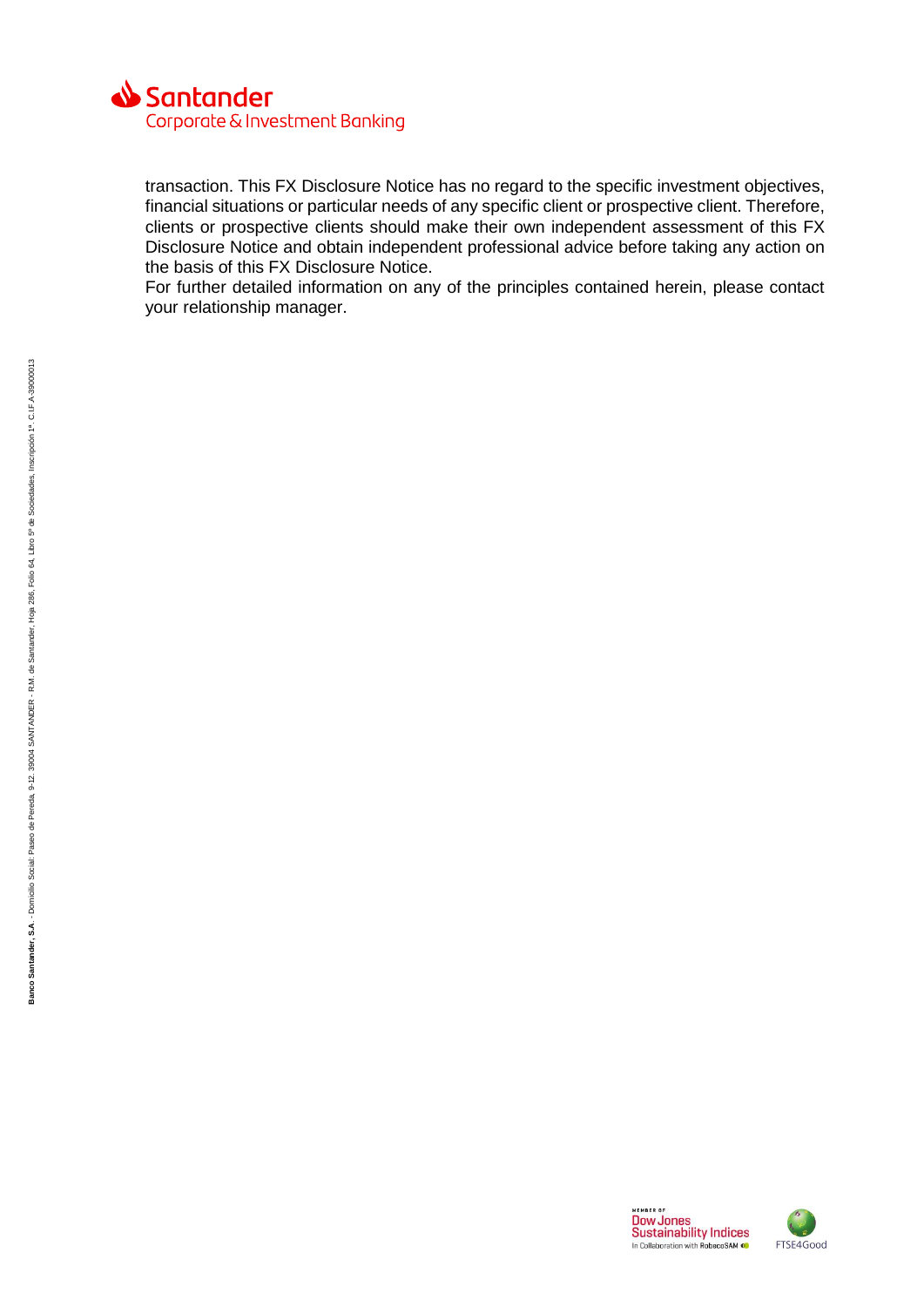transaction. This FX Disclosure Notice has no regard to the specific investment objectives, financial situations or particular needs of any specific client or prospective client. Therefore, clients or prospective clients should make their own independent assessment of this FX Disclosure Notice and obtain independent professional advice before taking any action on the basis of this FX Disclosure Notice.

For further detailed information on any of the principles contained herein, please contact your relationship manager.